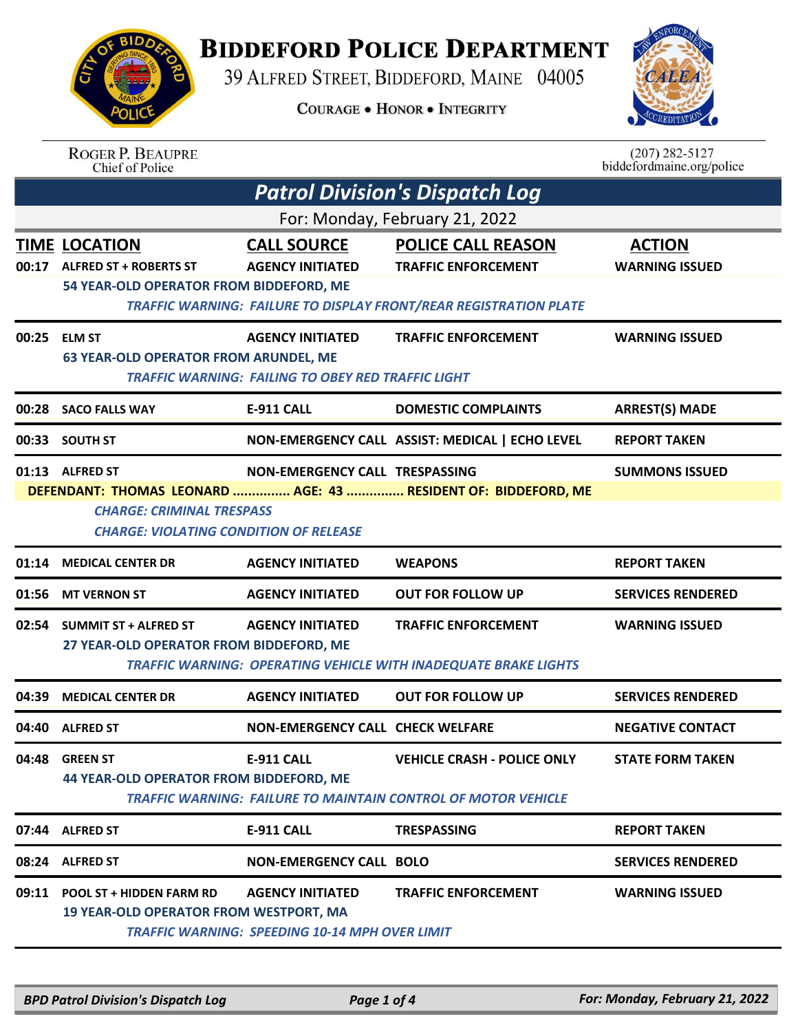# BIDDEFORD POLICE DEPARTMENT

39 ALFRED STREET, BIDDEFORD, MAINE 04005

COURAGE • HONOR • INTEGRITY

ROGER P. BEAUPRE
Chief of Police

(207) 282-5127
biddefordmaine.org/police

## Patrol Division's Dispatch Log

For: Monday, February 21, 2022

| TIME | LOCATION | CALL SOURCE | POLICE CALL REASON | ACTION |
|---|---|---|---|---|
| 00:17 | ALFRED ST + ROBERTS ST | AGENCY INITIATED | TRAFFIC ENFORCEMENT | WARNING ISSUED |
| | 54 YEAR-OLD OPERATOR FROM BIDDEFORD, ME | | | |
| | *TRAFFIC WARNING: FAILURE TO DISPLAY FRONT/REAR REGISTRATION PLATE* | | | |
| 00:25 | ELM ST | AGENCY INITIATED | TRAFFIC ENFORCEMENT | WARNING ISSUED |
| | 63 YEAR-OLD OPERATOR FROM ARUNDEL, ME | | | |
| | *TRAFFIC WARNING: FAILING TO OBEY RED TRAFFIC LIGHT* | | | |
| 00:28 | SACO FALLS WAY | E-911 CALL | DOMESTIC COMPLAINTS | ARREST(S) MADE |
| 00:33 | SOUTH ST | NON-EMERGENCY CALL | ASSIST: MEDICAL \| ECHO LEVEL | REPORT TAKEN |
| 01:13 | ALFRED ST | NON-EMERGENCY CALL | TRESPASSING | SUMMONS ISSUED |
| | DEFENDANT: THOMAS LEONARD ............... AGE: 43 ............... RESIDENT OF: BIDDEFORD, ME | | | |
| | *CHARGE: CRIMINAL TRESPASS* | | | |
| | *CHARGE: VIOLATING CONDITION OF RELEASE* | | | |
| 01:14 | MEDICAL CENTER DR | AGENCY INITIATED | WEAPONS | REPORT TAKEN |
| 01:56 | MT VERNON ST | AGENCY INITIATED | OUT FOR FOLLOW UP | SERVICES RENDERED |
| 02:54 | SUMMIT ST + ALFRED ST | AGENCY INITIATED | TRAFFIC ENFORCEMENT | WARNING ISSUED |
| | 27 YEAR-OLD OPERATOR FROM BIDDEFORD, ME | | | |
| | *TRAFFIC WARNING: OPERATING VEHICLE WITH INADEQUATE BRAKE LIGHTS* | | | |
| 04:39 | MEDICAL CENTER DR | AGENCY INITIATED | OUT FOR FOLLOW UP | SERVICES RENDERED |
| 04:40 | ALFRED ST | NON-EMERGENCY CALL | CHECK WELFARE | NEGATIVE CONTACT |
| 04:48 | GREEN ST | E-911 CALL | VEHICLE CRASH - POLICE ONLY | STATE FORM TAKEN |
| | 44 YEAR-OLD OPERATOR FROM BIDDEFORD, ME | | | |
| | *TRAFFIC WARNING: FAILURE TO MAINTAIN CONTROL OF MOTOR VEHICLE* | | | |
| 07:44 | ALFRED ST | E-911 CALL | TRESPASSING | REPORT TAKEN |
| 08:24 | ALFRED ST | NON-EMERGENCY CALL | BOLO | SERVICES RENDERED |
| 09:11 | POOL ST + HIDDEN FARM RD | AGENCY INITIATED | TRAFFIC ENFORCEMENT | WARNING ISSUED |
| | 19 YEAR-OLD OPERATOR FROM WESTPORT, MA | | | |
| | *TRAFFIC WARNING: SPEEDING 10-14 MPH OVER LIMIT* | | | |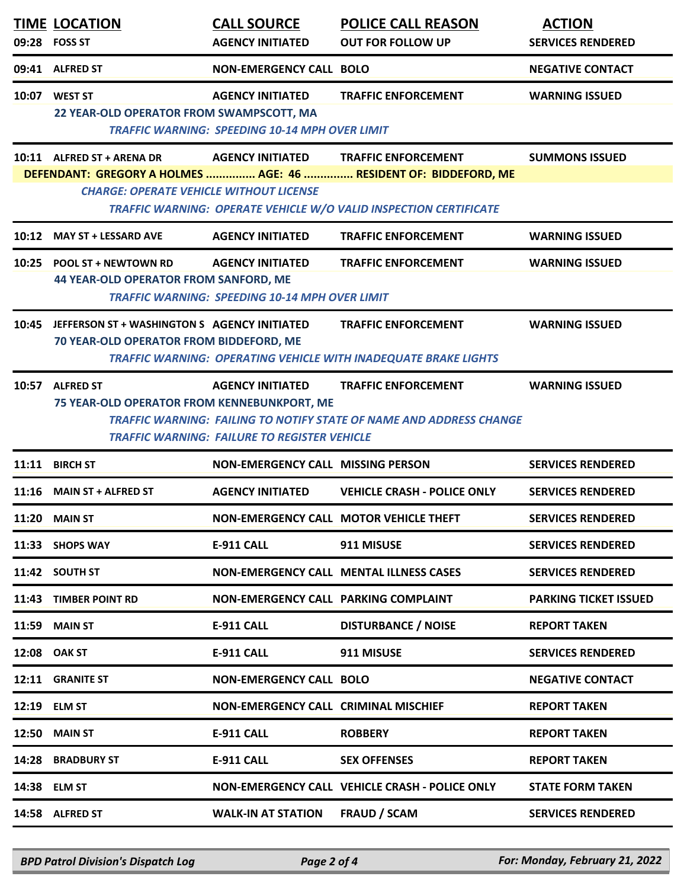| TIME | LOCATION | CALL SOURCE | POLICE CALL REASON | ACTION |
|---|---|---|---|---|
| 09:28 | FOSS ST | AGENCY INITIATED | OUT FOR FOLLOW UP | SERVICES RENDERED |
| 09:41 | ALFRED ST | NON-EMERGENCY CALL | BOLO | NEGATIVE CONTACT |
| 10:07 | WEST ST | AGENCY INITIATED | TRAFFIC ENFORCEMENT | WARNING ISSUED |
| | 22 YEAR-OLD OPERATOR FROM SWAMPSCOTT, MA | | | |
| | *TRAFFIC WARNING: SPEEDING 10-14 MPH OVER LIMIT* | | | |
| 10:11 | ALFRED ST + ARENA DR | AGENCY INITIATED | TRAFFIC ENFORCEMENT | SUMMONS ISSUED |
| | DEFENDANT: GREGORY A HOLMES ............... AGE: 46 ............... RESIDENT OF: BIDDEFORD, ME | | | |
| | *CHARGE: OPERATE VEHICLE WITHOUT LICENSE* | | | |
| | *TRAFFIC WARNING: OPERATE VEHICLE W/O VALID INSPECTION CERTIFICATE* | | | |
| 10:12 | MAY ST + LESSARD AVE | AGENCY INITIATED | TRAFFIC ENFORCEMENT | WARNING ISSUED |
| 10:25 | POOL ST + NEWTOWN RD | AGENCY INITIATED | TRAFFIC ENFORCEMENT | WARNING ISSUED |
| | 44 YEAR-OLD OPERATOR FROM SANFORD, ME | | | |
| | *TRAFFIC WARNING: SPEEDING 10-14 MPH OVER LIMIT* | | | |
| 10:45 | JEFFERSON ST + WASHINGTON S | AGENCY INITIATED | TRAFFIC ENFORCEMENT | WARNING ISSUED |
| | 70 YEAR-OLD OPERATOR FROM BIDDEFORD, ME | | | |
| | *TRAFFIC WARNING: OPERATING VEHICLE WITH INADEQUATE BRAKE LIGHTS* | | | |
| 10:57 | ALFRED ST | AGENCY INITIATED | TRAFFIC ENFORCEMENT | WARNING ISSUED |
| | 75 YEAR-OLD OPERATOR FROM KENNEBUNKPORT, ME | | | |
| | *TRAFFIC WARNING: FAILING TO NOTIFY STATE OF NAME AND ADDRESS CHANGE* | | | |
| | *TRAFFIC WARNING: FAILURE TO REGISTER VEHICLE* | | | |
| 11:11 | BIRCH ST | NON-EMERGENCY CALL | MISSING PERSON | SERVICES RENDERED |
| 11:16 | MAIN ST + ALFRED ST | AGENCY INITIATED | VEHICLE CRASH - POLICE ONLY | SERVICES RENDERED |
| 11:20 | MAIN ST | NON-EMERGENCY CALL | MOTOR VEHICLE THEFT | SERVICES RENDERED |
| 11:33 | SHOPS WAY | E-911 CALL | 911 MISUSE | SERVICES RENDERED |
| 11:42 | SOUTH ST | NON-EMERGENCY CALL | MENTAL ILLNESS CASES | SERVICES RENDERED |
| 11:43 | TIMBER POINT RD | NON-EMERGENCY CALL | PARKING COMPLAINT | PARKING TICKET ISSUED |
| 11:59 | MAIN ST | E-911 CALL | DISTURBANCE / NOISE | REPORT TAKEN |
| 12:08 | OAK ST | E-911 CALL | 911 MISUSE | SERVICES RENDERED |
| 12:11 | GRANITE ST | NON-EMERGENCY CALL | BOLO | NEGATIVE CONTACT |
| 12:19 | ELM ST | NON-EMERGENCY CALL | CRIMINAL MISCHIEF | REPORT TAKEN |
| 12:50 | MAIN ST | E-911 CALL | ROBBERY | REPORT TAKEN |
| 14:28 | BRADBURY ST | E-911 CALL | SEX OFFENSES | REPORT TAKEN |
| 14:38 | ELM ST | NON-EMERGENCY CALL | VEHICLE CRASH - POLICE ONLY | STATE FORM TAKEN |
| 14:58 | ALFRED ST | WALK-IN AT STATION | FRAUD / SCAM | SERVICES RENDERED |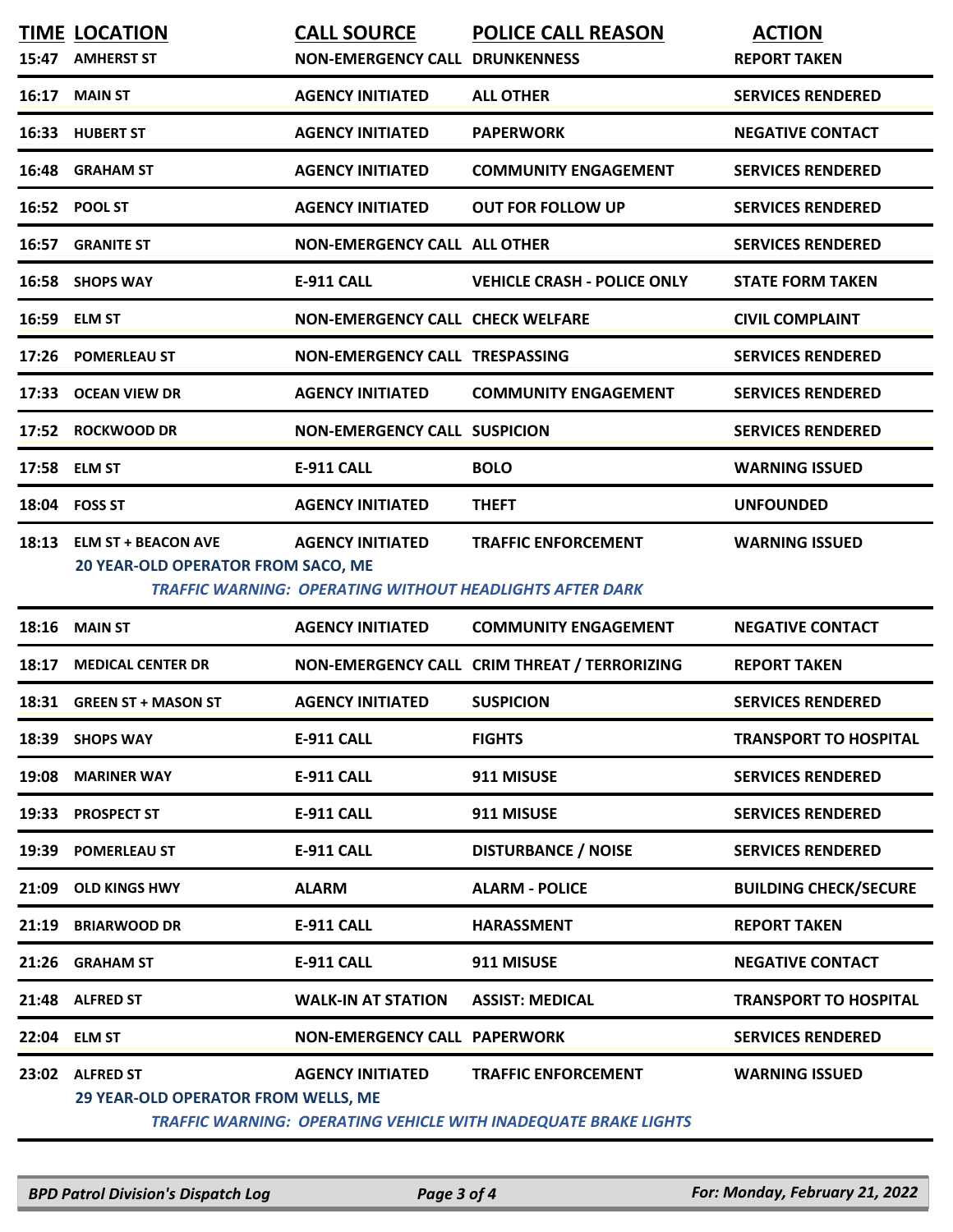| TIME | LOCATION | CALL SOURCE | POLICE CALL REASON | ACTION |
|---|---|---|---|---|
| 15:47 | AMHERST ST | NON-EMERGENCY CALL | DRUNKENNESS | REPORT TAKEN |
| 16:17 | MAIN ST | AGENCY INITIATED | ALL OTHER | SERVICES RENDERED |
| 16:33 | HUBERT ST | AGENCY INITIATED | PAPERWORK | NEGATIVE CONTACT |
| 16:48 | GRAHAM ST | AGENCY INITIATED | COMMUNITY ENGAGEMENT | SERVICES RENDERED |
| 16:52 | POOL ST | AGENCY INITIATED | OUT FOR FOLLOW UP | SERVICES RENDERED |
| 16:57 | GRANITE ST | NON-EMERGENCY CALL | ALL OTHER | SERVICES RENDERED |
| 16:58 | SHOPS WAY | E-911 CALL | VEHICLE CRASH - POLICE ONLY | STATE FORM TAKEN |
| 16:59 | ELM ST | NON-EMERGENCY CALL | CHECK WELFARE | CIVIL COMPLAINT |
| 17:26 | POMERLEAU ST | NON-EMERGENCY CALL | TRESPASSING | SERVICES RENDERED |
| 17:33 | OCEAN VIEW DR | AGENCY INITIATED | COMMUNITY ENGAGEMENT | SERVICES RENDERED |
| 17:52 | ROCKWOOD DR | NON-EMERGENCY CALL | SUSPICION | SERVICES RENDERED |
| 17:58 | ELM ST | E-911 CALL | BOLO | WARNING ISSUED |
| 18:04 | FOSS ST | AGENCY INITIATED | THEFT | UNFOUNDED |
| 18:13 | ELM ST + BEACON AVE<br>20 YEAR-OLD OPERATOR FROM SACO, ME<br>*TRAFFIC WARNING: OPERATING WITHOUT HEADLIGHTS AFTER DARK* | AGENCY INITIATED | TRAFFIC ENFORCEMENT | WARNING ISSUED |
| 18:16 | MAIN ST | AGENCY INITIATED | COMMUNITY ENGAGEMENT | NEGATIVE CONTACT |
| 18:17 | MEDICAL CENTER DR | NON-EMERGENCY CALL | CRIM THREAT / TERRORIZING | REPORT TAKEN |
| 18:31 | GREEN ST + MASON ST | AGENCY INITIATED | SUSPICION | SERVICES RENDERED |
| 18:39 | SHOPS WAY | E-911 CALL | FIGHTS | TRANSPORT TO HOSPITAL |
| 19:08 | MARINER WAY | E-911 CALL | 911 MISUSE | SERVICES RENDERED |
| 19:33 | PROSPECT ST | E-911 CALL | 911 MISUSE | SERVICES RENDERED |
| 19:39 | POMERLEAU ST | E-911 CALL | DISTURBANCE / NOISE | SERVICES RENDERED |
| 21:09 | OLD KINGS HWY | ALARM | ALARM - POLICE | BUILDING CHECK/SECURE |
| 21:19 | BRIARWOOD DR | E-911 CALL | HARASSMENT | REPORT TAKEN |
| 21:26 | GRAHAM ST | E-911 CALL | 911 MISUSE | NEGATIVE CONTACT |
| 21:48 | ALFRED ST | WALK-IN AT STATION | ASSIST: MEDICAL | TRANSPORT TO HOSPITAL |
| 22:04 | ELM ST | NON-EMERGENCY CALL | PAPERWORK | SERVICES RENDERED |
| 23:02 | ALFRED ST<br>29 YEAR-OLD OPERATOR FROM WELLS, ME<br>*TRAFFIC WARNING: OPERATING VEHICLE WITH INADEQUATE BRAKE LIGHTS* | AGENCY INITIATED | TRAFFIC ENFORCEMENT | WARNING ISSUED |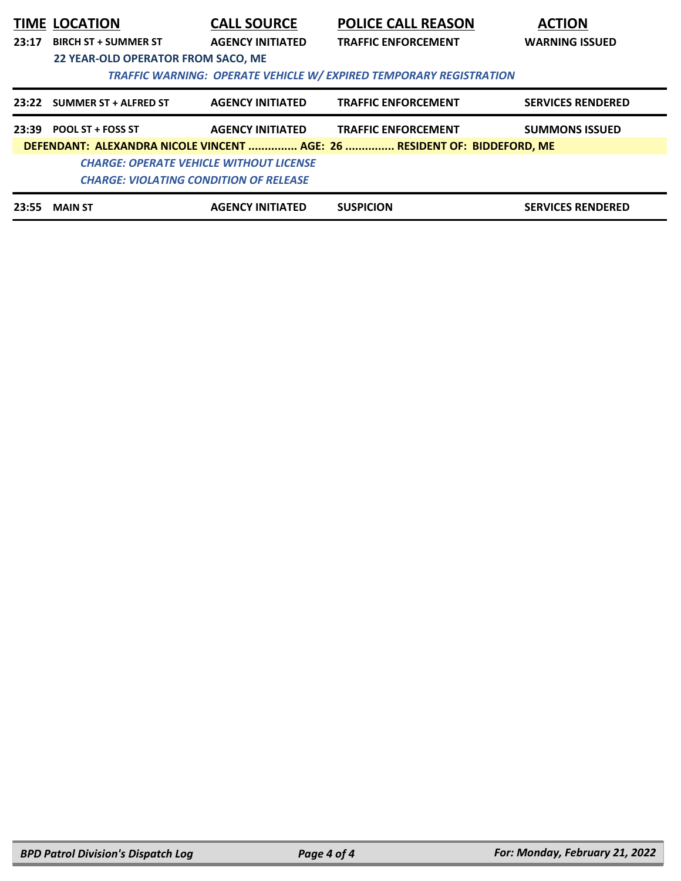| TIME | LOCATION | CALL SOURCE | POLICE CALL REASON | ACTION |
|---|---|---|---|---|
| 23:17 | BIRCH ST + SUMMER ST | AGENCY INITIATED | TRAFFIC ENFORCEMENT | WARNING ISSUED |
| | 22 YEAR-OLD OPERATOR FROM SACO, ME | | | |
| | *TRAFFIC WARNING: OPERATE VEHICLE W/ EXPIRED TEMPORARY REGISTRATION* | | | |
| 23:22 | SUMMER ST + ALFRED ST | AGENCY INITIATED | TRAFFIC ENFORCEMENT | SERVICES RENDERED |
| 23:39 | POOL ST + FOSS ST | AGENCY INITIATED | TRAFFIC ENFORCEMENT | SUMMONS ISSUED |
| | DEFENDANT: ALEXANDRA NICOLE VINCENT ............... AGE: 26 ............... RESIDENT OF: BIDDEFORD, ME | | | |
| | *CHARGE: OPERATE VEHICLE WITHOUT LICENSE* | | | |
| | *CHARGE: VIOLATING CONDITION OF RELEASE* | | | |
| 23:55 | MAIN ST | AGENCY INITIATED | SUSPICION | SERVICES RENDERED |